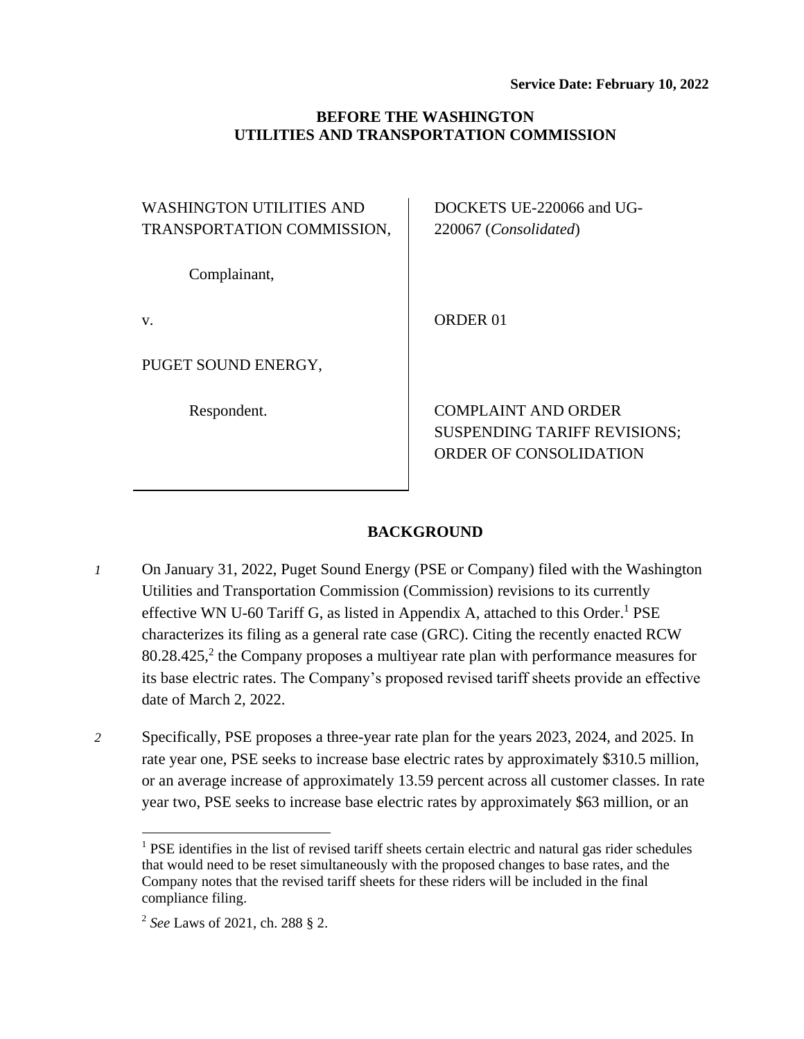**Service Date: February 10, 2022**

**BEFORE THE WASHINGTON UTILITIES AND TRANSPORTATION COMMISSION**

| | |
|---|---|
| WASHINGTON UTILITIES AND TRANSPORTATION COMMISSION, | DOCKETS UE-220066 and UG-220067 (*Consolidated*) |
| Complainant, | |
| v. | ORDER 01 |
| PUGET SOUND ENERGY, | |
| Respondent. | COMPLAINT AND ORDER SUSPENDING TARIFF REVISIONS; ORDER OF CONSOLIDATION |

## BACKGROUND

*1* On January 31, 2022, Puget Sound Energy (PSE or Company) filed with the Washington Utilities and Transportation Commission (Commission) revisions to its currently effective WN U-60 Tariff G, as listed in Appendix A, attached to this Order.[1] PSE characterizes its filing as a general rate case (GRC). Citing the recently enacted RCW 80.28.425,[2] the Company proposes a multiyear rate plan with performance measures for its base electric rates. The Company's proposed revised tariff sheets provide an effective date of March 2, 2022.

*2* Specifically, PSE proposes a three-year rate plan for the years 2023, 2024, and 2025. In rate year one, PSE seeks to increase base electric rates by approximately $310.5 million, or an average increase of approximately 13.59 percent across all customer classes. In rate year two, PSE seeks to increase base electric rates by approximately $63 million, or an

---

[1] PSE identifies in the list of revised tariff sheets certain electric and natural gas rider schedules that would need to be reset simultaneously with the proposed changes to base rates, and the Company notes that the revised tariff sheets for these riders will be included in the final compliance filing.

[2] *See* Laws of 2021, ch. 288 § 2.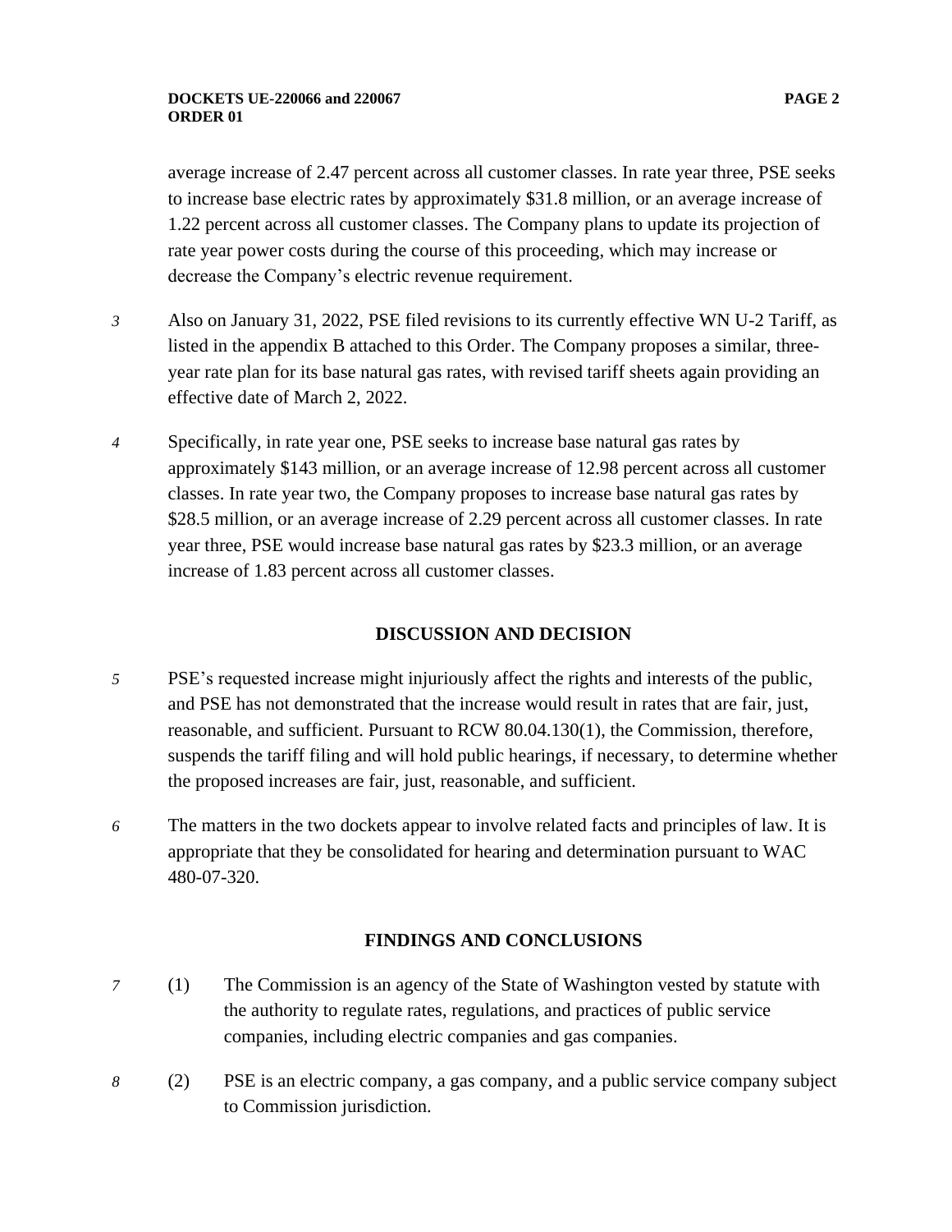average increase of 2.47 percent across all customer classes. In rate year three, PSE seeks to increase base electric rates by approximately $31.8 million, or an average increase of 1.22 percent across all customer classes. The Company plans to update its projection of rate year power costs during the course of this proceeding, which may increase or decrease the Company's electric revenue requirement.

*3* Also on January 31, 2022, PSE filed revisions to its currently effective WN U-2 Tariff, as listed in the appendix B attached to this Order. The Company proposes a similar, three-year rate plan for its base natural gas rates, with revised tariff sheets again providing an effective date of March 2, 2022.

*4* Specifically, in rate year one, PSE seeks to increase base natural gas rates by approximately $143 million, or an average increase of 12.98 percent across all customer classes. In rate year two, the Company proposes to increase base natural gas rates by $28.5 million, or an average increase of 2.29 percent across all customer classes. In rate year three, PSE would increase base natural gas rates by $23.3 million, or an average increase of 1.83 percent across all customer classes.

## DISCUSSION AND DECISION

*5* PSE's requested increase might injuriously affect the rights and interests of the public, and PSE has not demonstrated that the increase would result in rates that are fair, just, reasonable, and sufficient. Pursuant to RCW 80.04.130(1), the Commission, therefore, suspends the tariff filing and will hold public hearings, if necessary, to determine whether the proposed increases are fair, just, reasonable, and sufficient.

*6* The matters in the two dockets appear to involve related facts and principles of law. It is appropriate that they be consolidated for hearing and determination pursuant to WAC 480-07-320.

## FINDINGS AND CONCLUSIONS

*7* (1) The Commission is an agency of the State of Washington vested by statute with the authority to regulate rates, regulations, and practices of public service companies, including electric companies and gas companies.

*8* (2) PSE is an electric company, a gas company, and a public service company subject to Commission jurisdiction.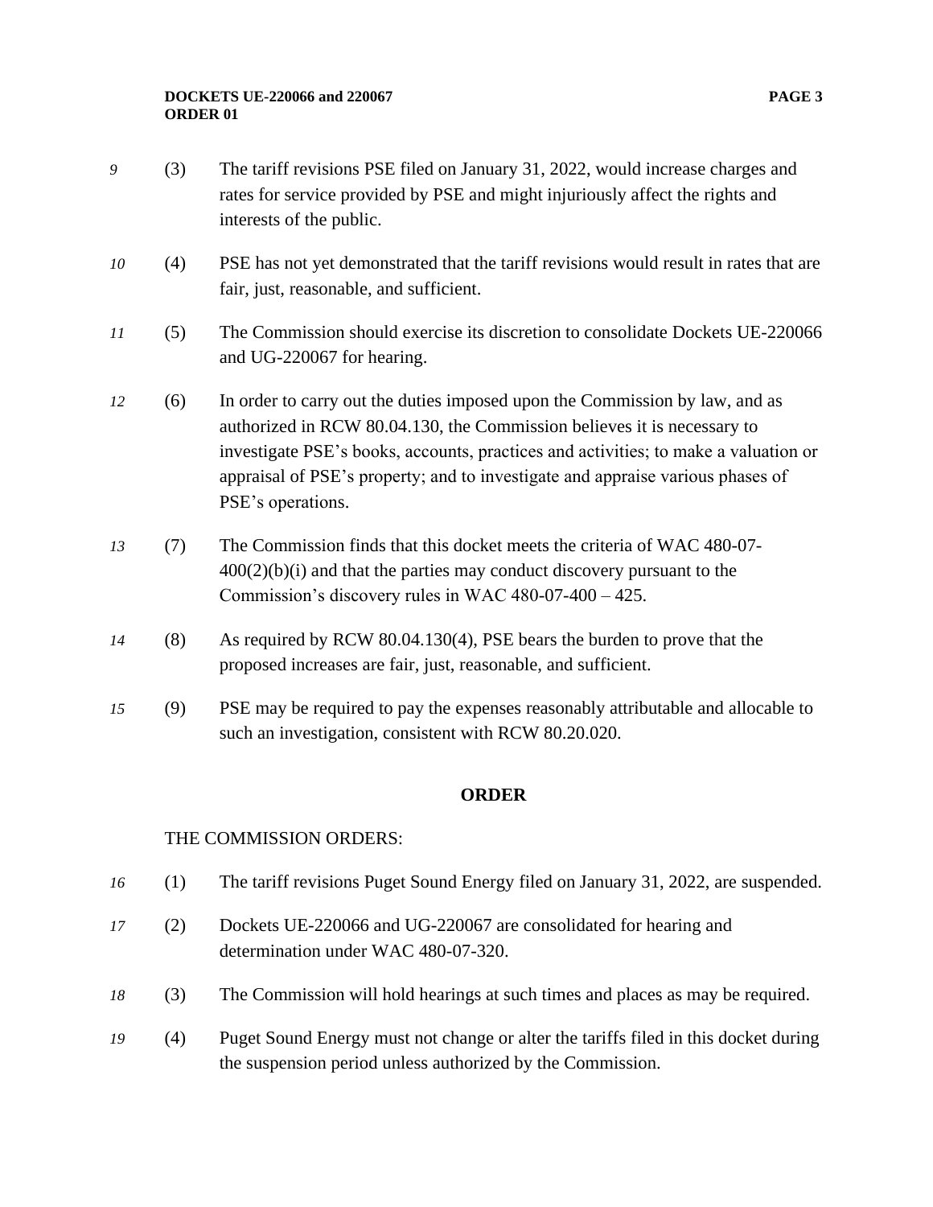*9* (3) The tariff revisions PSE filed on January 31, 2022, would increase charges and rates for service provided by PSE and might injuriously affect the rights and interests of the public.

*10* (4) PSE has not yet demonstrated that the tariff revisions would result in rates that are fair, just, reasonable, and sufficient.

*11* (5) The Commission should exercise its discretion to consolidate Dockets UE-220066 and UG-220067 for hearing.

*12* (6) In order to carry out the duties imposed upon the Commission by law, and as authorized in RCW 80.04.130, the Commission believes it is necessary to investigate PSE's books, accounts, practices and activities; to make a valuation or appraisal of PSE's property; and to investigate and appraise various phases of PSE's operations.

*13* (7) The Commission finds that this docket meets the criteria of WAC 480-07-400(2)(b)(i) and that the parties may conduct discovery pursuant to the Commission's discovery rules in WAC 480-07-400 – 425.

*14* (8) As required by RCW 80.04.130(4), PSE bears the burden to prove that the proposed increases are fair, just, reasonable, and sufficient.

*15* (9) PSE may be required to pay the expenses reasonably attributable and allocable to such an investigation, consistent with RCW 80.20.020.

## ORDER

THE COMMISSION ORDERS:

*16* (1) The tariff revisions Puget Sound Energy filed on January 31, 2022, are suspended.

*17* (2) Dockets UE-220066 and UG-220067 are consolidated for hearing and determination under WAC 480-07-320.

*18* (3) The Commission will hold hearings at such times and places as may be required.

*19* (4) Puget Sound Energy must not change or alter the tariffs filed in this docket during the suspension period unless authorized by the Commission.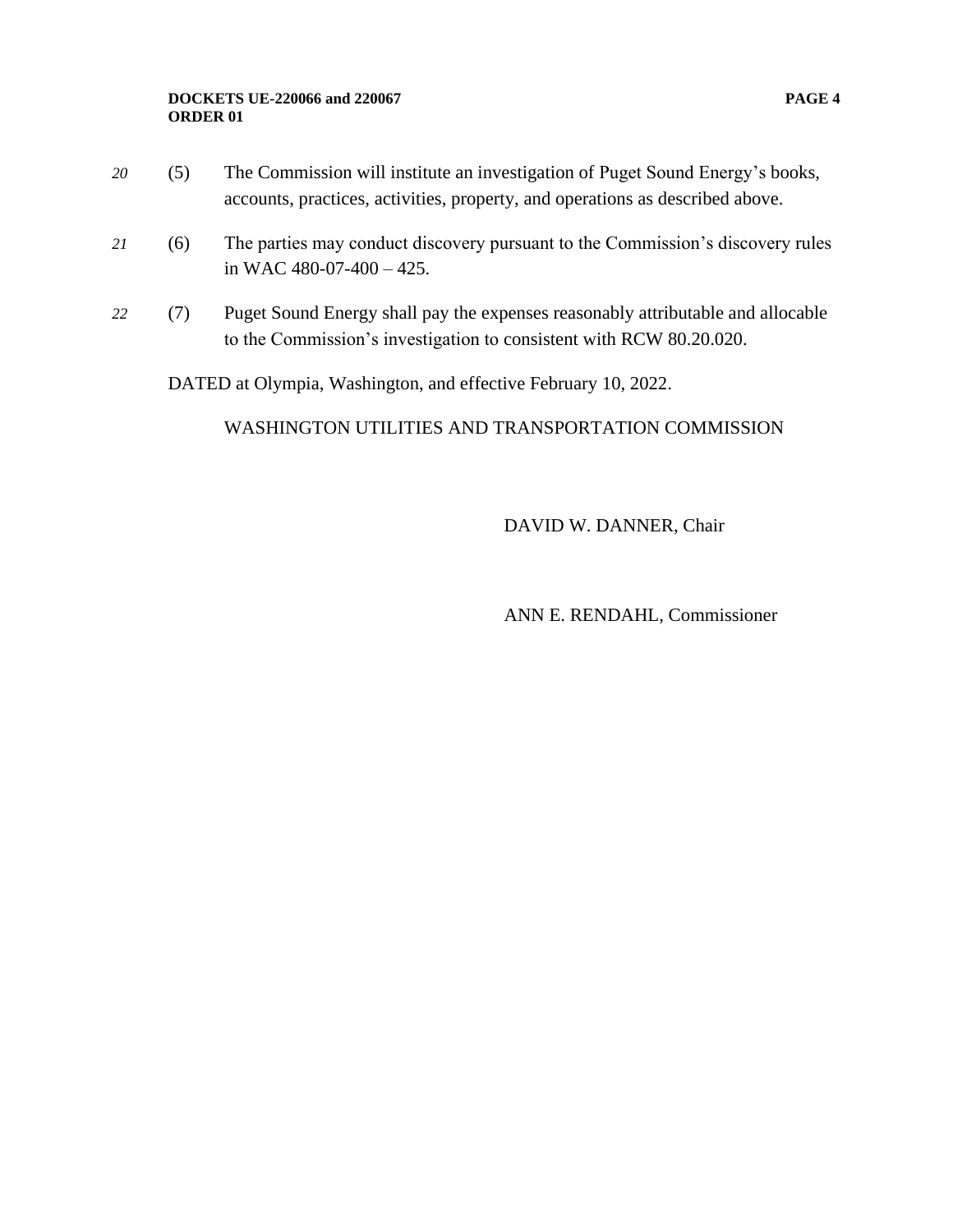20 (5) The Commission will institute an investigation of Puget Sound Energy's books, accounts, practices, activities, property, and operations as described above.

21 (6) The parties may conduct discovery pursuant to the Commission's discovery rules in WAC 480-07-400 – 425.

22 (7) Puget Sound Energy shall pay the expenses reasonably attributable and allocable to the Commission's investigation to consistent with RCW 80.20.020.

DATED at Olympia, Washington, and effective February 10, 2022.

WASHINGTON UTILITIES AND TRANSPORTATION COMMISSION

DAVID W. DANNER, Chair

ANN E. RENDAHL, Commissioner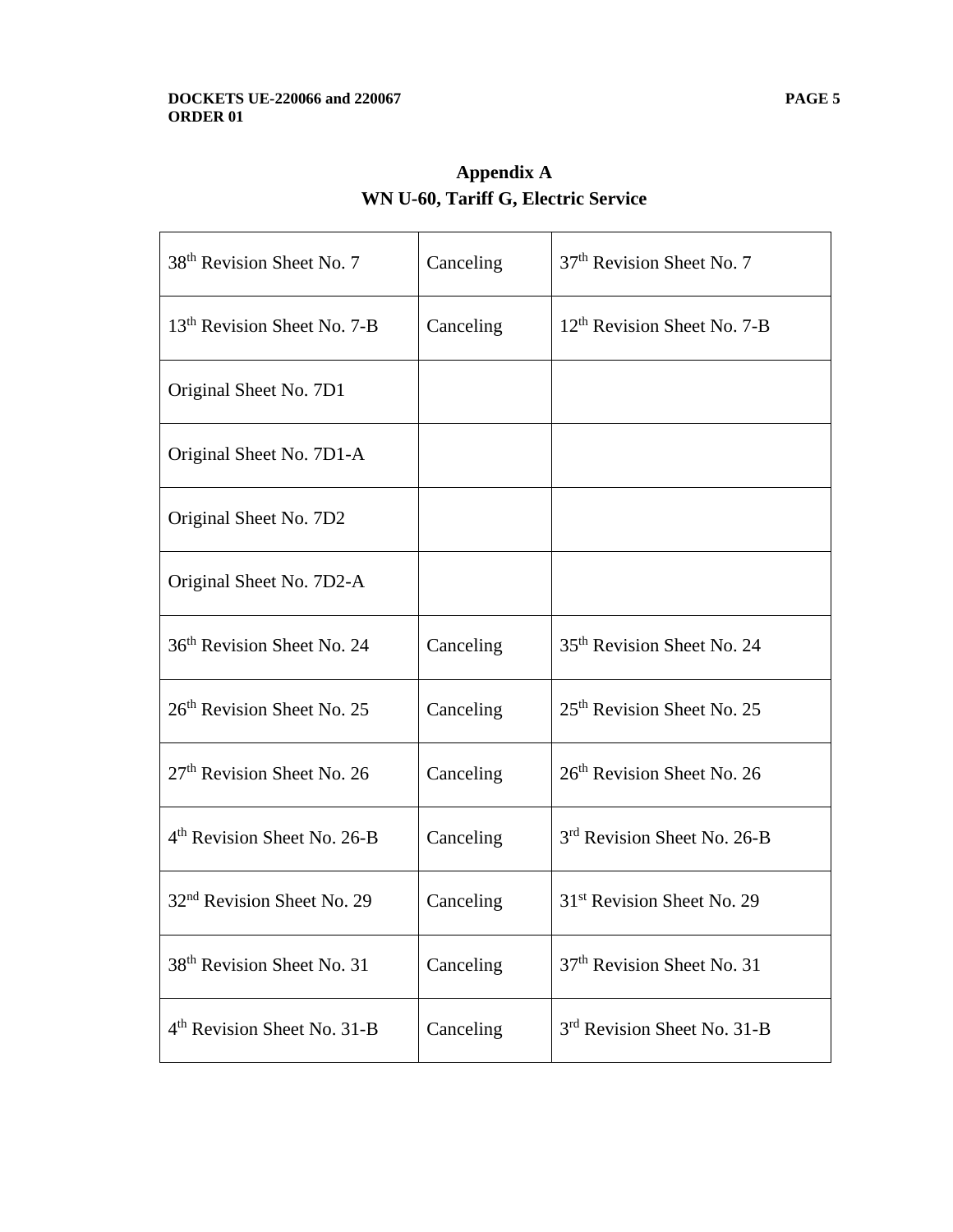**Appendix A**
**WN U-60, Tariff G, Electric Service**

| | | |
|---|---|---|
| 38th Revision Sheet No. 7 | Canceling | 37th Revision Sheet No. 7 |
| 13th Revision Sheet No. 7-B | Canceling | 12th Revision Sheet No. 7-B |
| Original Sheet No. 7D1 | | |
| Original Sheet No. 7D1-A | | |
| Original Sheet No. 7D2 | | |
| Original Sheet No. 7D2-A | | |
| 36th Revision Sheet No. 24 | Canceling | 35th Revision Sheet No. 24 |
| 26th Revision Sheet No. 25 | Canceling | 25th Revision Sheet No. 25 |
| 27th Revision Sheet No. 26 | Canceling | 26th Revision Sheet No. 26 |
| 4th Revision Sheet No. 26-B | Canceling | 3rd Revision Sheet No. 26-B |
| 32nd Revision Sheet No. 29 | Canceling | 31st Revision Sheet No. 29 |
| 38th Revision Sheet No. 31 | Canceling | 37th Revision Sheet No. 31 |
| 4th Revision Sheet No. 31-B | Canceling | 3rd Revision Sheet No. 31-B |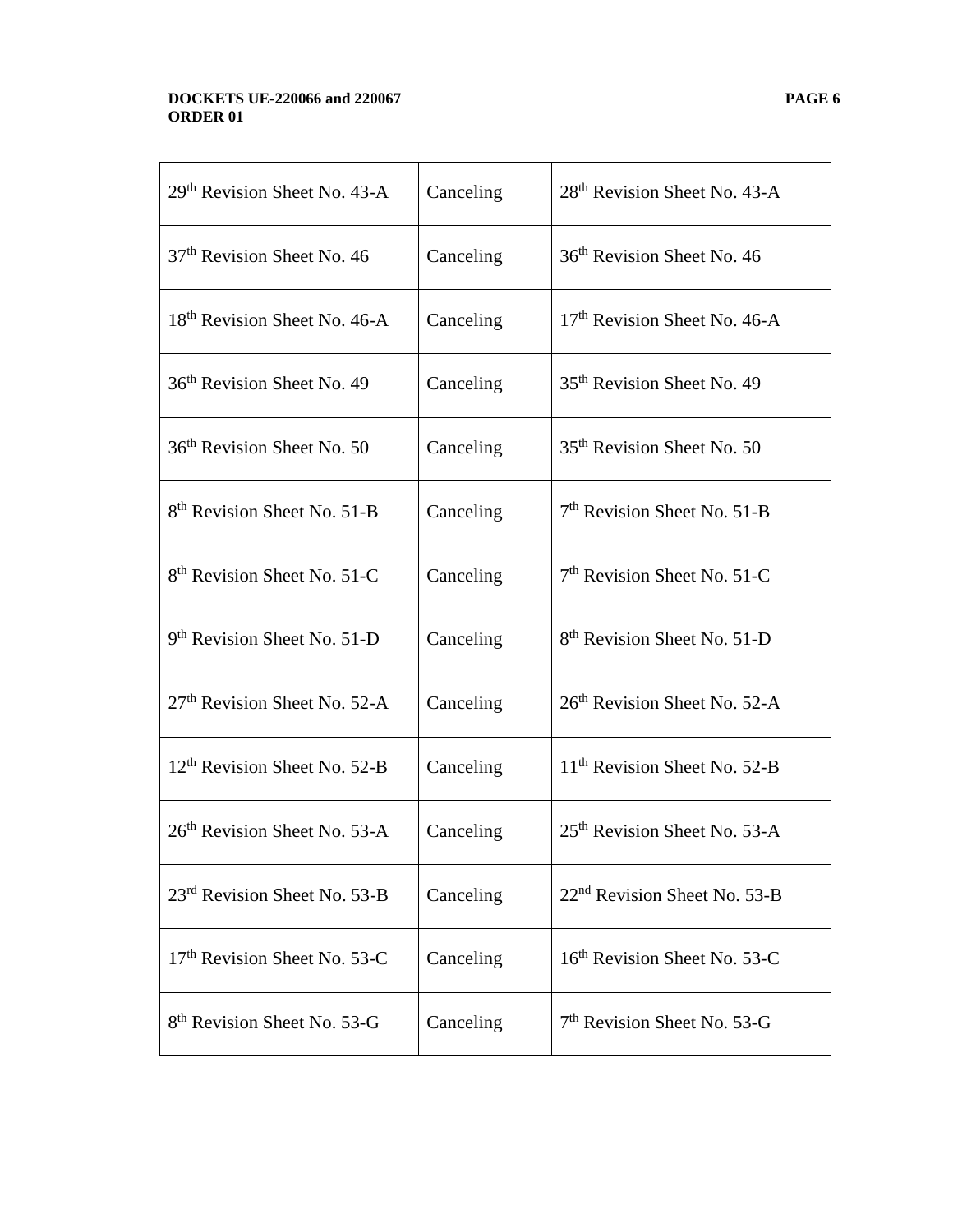| | | |
|---|---|---|
| 29th Revision Sheet No. 43-A | Canceling | 28th Revision Sheet No. 43-A |
| 37th Revision Sheet No. 46 | Canceling | 36th Revision Sheet No. 46 |
| 18th Revision Sheet No. 46-A | Canceling | 17th Revision Sheet No. 46-A |
| 36th Revision Sheet No. 49 | Canceling | 35th Revision Sheet No. 49 |
| 36th Revision Sheet No. 50 | Canceling | 35th Revision Sheet No. 50 |
| 8th Revision Sheet No. 51-B | Canceling | 7th Revision Sheet No. 51-B |
| 8th Revision Sheet No. 51-C | Canceling | 7th Revision Sheet No. 51-C |
| 9th Revision Sheet No. 51-D | Canceling | 8th Revision Sheet No. 51-D |
| 27th Revision Sheet No. 52-A | Canceling | 26th Revision Sheet No. 52-A |
| 12th Revision Sheet No. 52-B | Canceling | 11th Revision Sheet No. 52-B |
| 26th Revision Sheet No. 53-A | Canceling | 25th Revision Sheet No. 53-A |
| 23rd Revision Sheet No. 53-B | Canceling | 22nd Revision Sheet No. 53-B |
| 17th Revision Sheet No. 53-C | Canceling | 16th Revision Sheet No. 53-C |
| 8th Revision Sheet No. 53-G | Canceling | 7th Revision Sheet No. 53-G |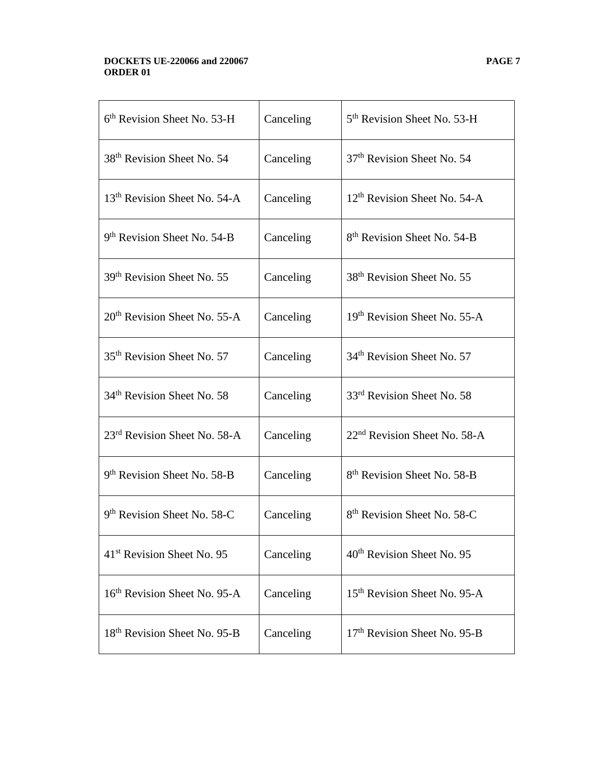| 6th Revision Sheet No. 53-H | Canceling | 5th Revision Sheet No. 53-H |
|---|---|---|
| 38th Revision Sheet No. 54 | Canceling | 37th Revision Sheet No. 54 |
| 13th Revision Sheet No. 54-A | Canceling | 12th Revision Sheet No. 54-A |
| 9th Revision Sheet No. 54-B | Canceling | 8th Revision Sheet No. 54-B |
| 39th Revision Sheet No. 55 | Canceling | 38th Revision Sheet No. 55 |
| 20th Revision Sheet No. 55-A | Canceling | 19th Revision Sheet No. 55-A |
| 35th Revision Sheet No. 57 | Canceling | 34th Revision Sheet No. 57 |
| 34th Revision Sheet No. 58 | Canceling | 33rd Revision Sheet No. 58 |
| 23rd Revision Sheet No. 58-A | Canceling | 22nd Revision Sheet No. 58-A |
| 9th Revision Sheet No. 58-B | Canceling | 8th Revision Sheet No. 58-B |
| 9th Revision Sheet No. 58-C | Canceling | 8th Revision Sheet No. 58-C |
| 41st Revision Sheet No. 95 | Canceling | 40th Revision Sheet No. 95 |
| 16th Revision Sheet No. 95-A | Canceling | 15th Revision Sheet No. 95-A |
| 18th Revision Sheet No. 95-B | Canceling | 17th Revision Sheet No. 95-B |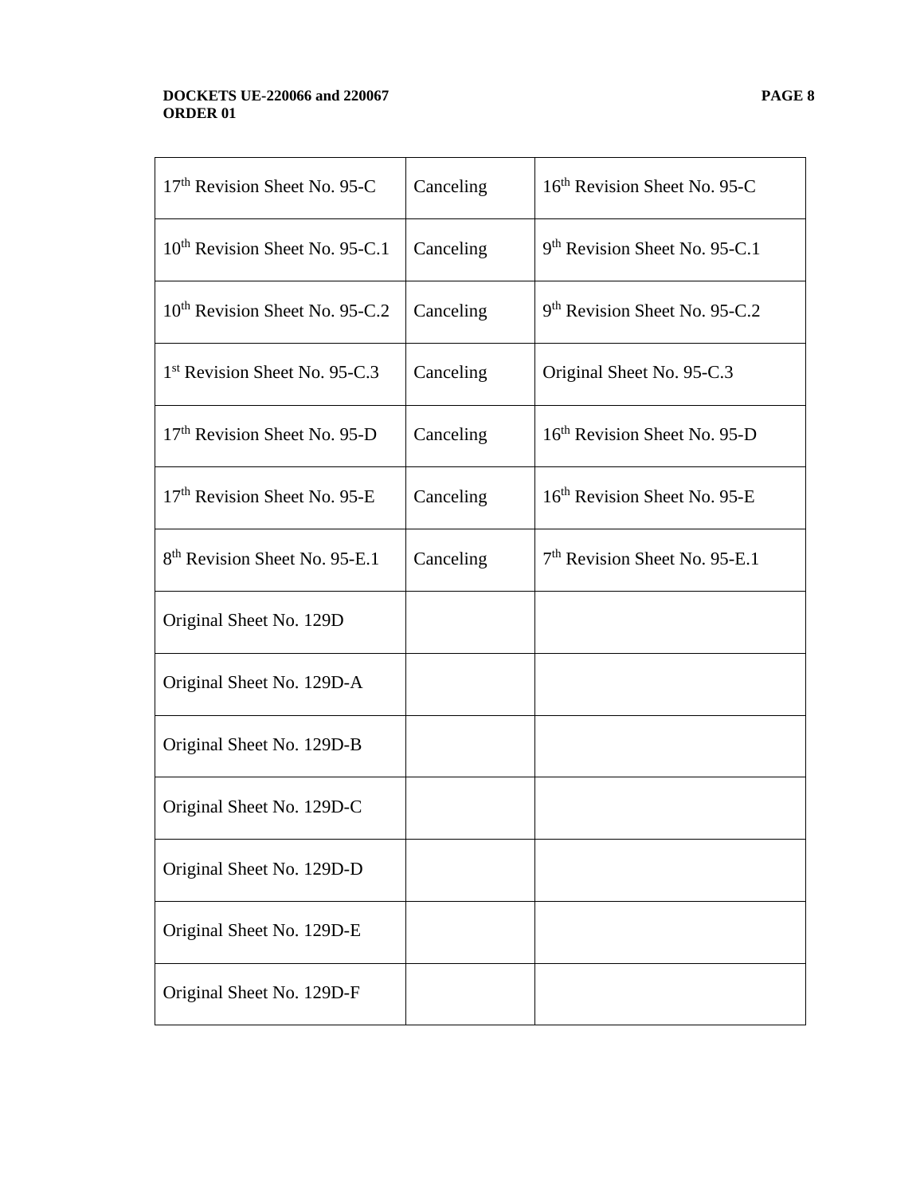| 17th Revision Sheet No. 95-C | Canceling | 16th Revision Sheet No. 95-C |
|---|---|---|
| 10th Revision Sheet No. 95-C.1 | Canceling | 9th Revision Sheet No. 95-C.1 |
| 10th Revision Sheet No. 95-C.2 | Canceling | 9th Revision Sheet No. 95-C.2 |
| 1st Revision Sheet No. 95-C.3 | Canceling | Original Sheet No. 95-C.3 |
| 17th Revision Sheet No. 95-D | Canceling | 16th Revision Sheet No. 95-D |
| 17th Revision Sheet No. 95-E | Canceling | 16th Revision Sheet No. 95-E |
| 8th Revision Sheet No. 95-E.1 | Canceling | 7th Revision Sheet No. 95-E.1 |
| Original Sheet No. 129D | | |
| Original Sheet No. 129D-A | | |
| Original Sheet No. 129D-B | | |
| Original Sheet No. 129D-C | | |
| Original Sheet No. 129D-D | | |
| Original Sheet No. 129D-E | | |
| Original Sheet No. 129D-F | | |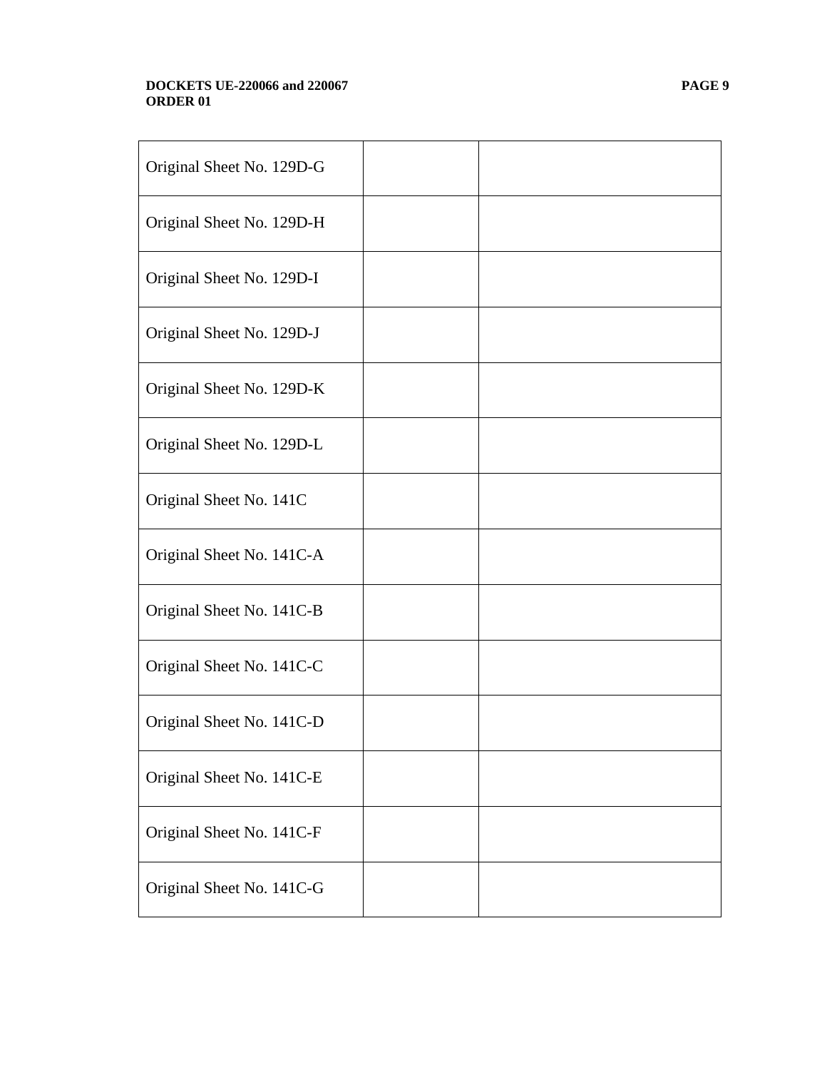| | | |
|---|---|---|
| Original Sheet No. 129D-G | | |
| Original Sheet No. 129D-H | | |
| Original Sheet No. 129D-I | | |
| Original Sheet No. 129D-J | | |
| Original Sheet No. 129D-K | | |
| Original Sheet No. 129D-L | | |
| Original Sheet No. 141C | | |
| Original Sheet No. 141C-A | | |
| Original Sheet No. 141C-B | | |
| Original Sheet No. 141C-C | | |
| Original Sheet No. 141C-D | | |
| Original Sheet No. 141C-E | | |
| Original Sheet No. 141C-F | | |
| Original Sheet No. 141C-G | | |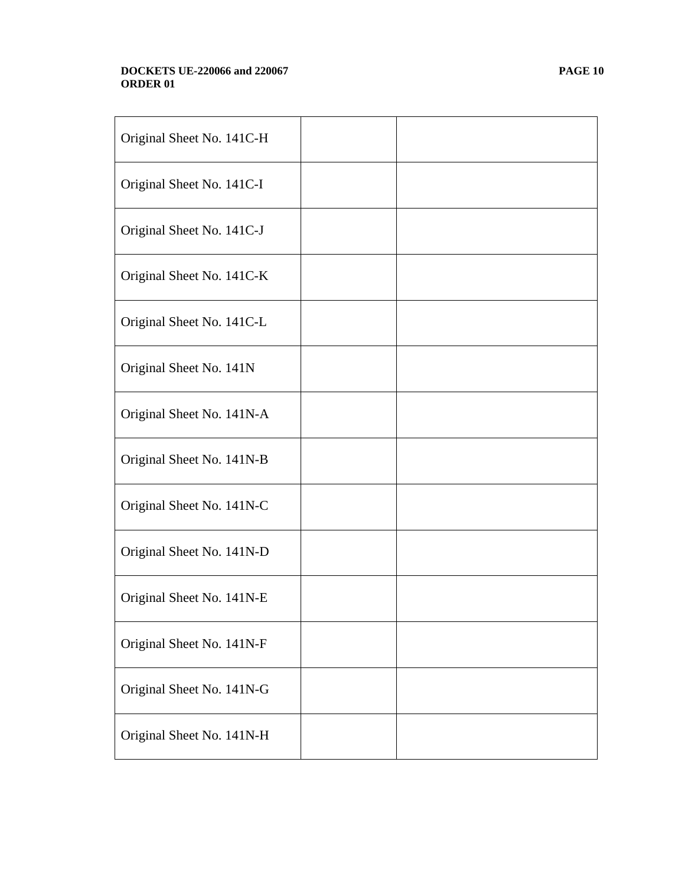| | | |
|---|---|---|
| Original Sheet No. 141C-H | | |
| Original Sheet No. 141C-I | | |
| Original Sheet No. 141C-J | | |
| Original Sheet No. 141C-K | | |
| Original Sheet No. 141C-L | | |
| Original Sheet No. 141N | | |
| Original Sheet No. 141N-A | | |
| Original Sheet No. 141N-B | | |
| Original Sheet No. 141N-C | | |
| Original Sheet No. 141N-D | | |
| Original Sheet No. 141N-E | | |
| Original Sheet No. 141N-F | | |
| Original Sheet No. 141N-G | | |
| Original Sheet No. 141N-H | | |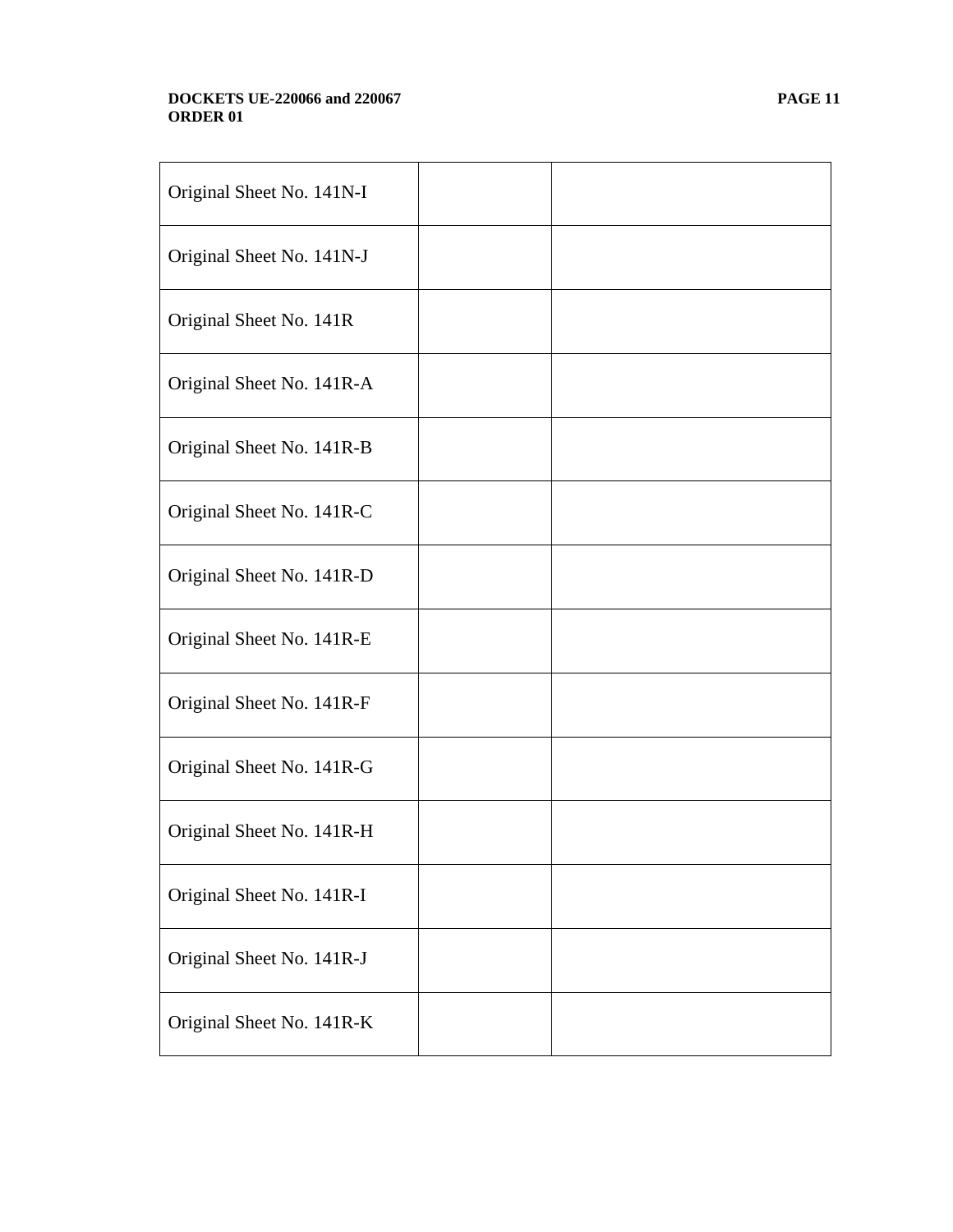| | | |
|---|---|---|
| Original Sheet No. 141N-I | | |
| Original Sheet No. 141N-J | | |
| Original Sheet No. 141R | | |
| Original Sheet No. 141R-A | | |
| Original Sheet No. 141R-B | | |
| Original Sheet No. 141R-C | | |
| Original Sheet No. 141R-D | | |
| Original Sheet No. 141R-E | | |
| Original Sheet No. 141R-F | | |
| Original Sheet No. 141R-G | | |
| Original Sheet No. 141R-H | | |
| Original Sheet No. 141R-I | | |
| Original Sheet No. 141R-J | | |
| Original Sheet No. 141R-K | | |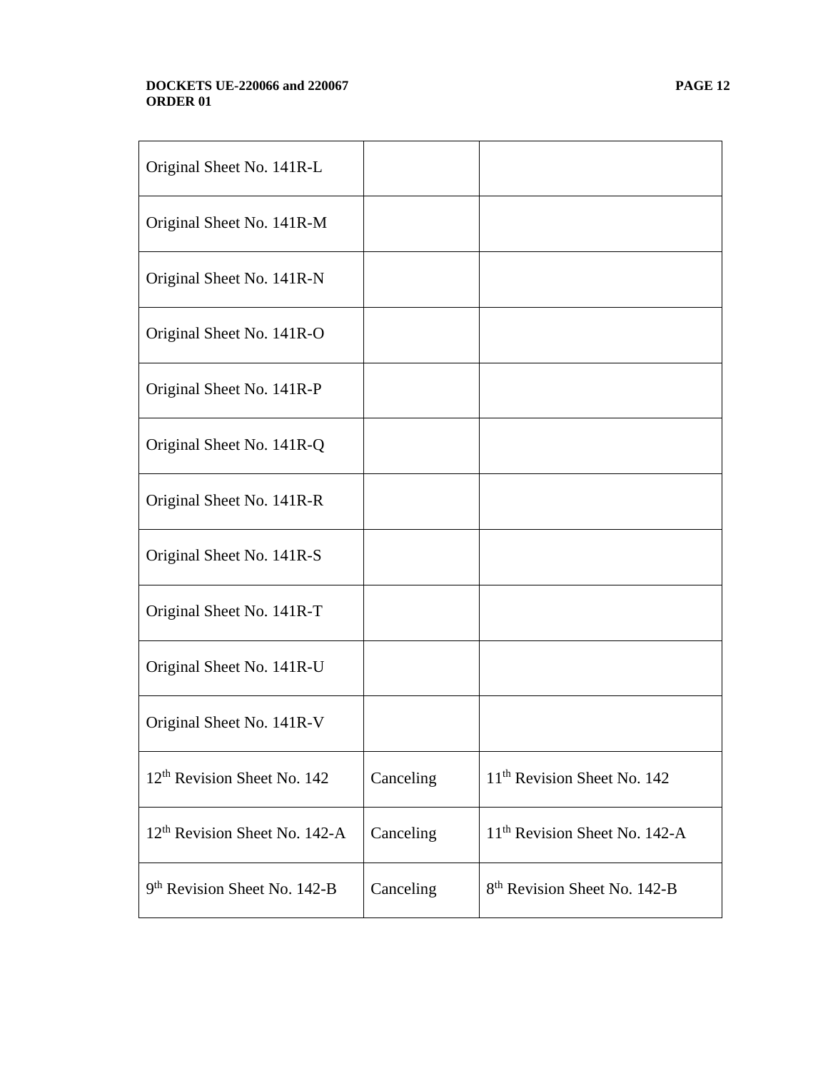| | | |
|---|---|---|
| Original Sheet No. 141R-L | | |
| Original Sheet No. 141R-M | | |
| Original Sheet No. 141R-N | | |
| Original Sheet No. 141R-O | | |
| Original Sheet No. 141R-P | | |
| Original Sheet No. 141R-Q | | |
| Original Sheet No. 141R-R | | |
| Original Sheet No. 141R-S | | |
| Original Sheet No. 141R-T | | |
| Original Sheet No. 141R-U | | |
| Original Sheet No. 141R-V | | |
| 12th Revision Sheet No. 142 | Canceling | 11th Revision Sheet No. 142 |
| 12th Revision Sheet No. 142-A | Canceling | 11th Revision Sheet No. 142-A |
| 9th Revision Sheet No. 142-B | Canceling | 8th Revision Sheet No. 142-B |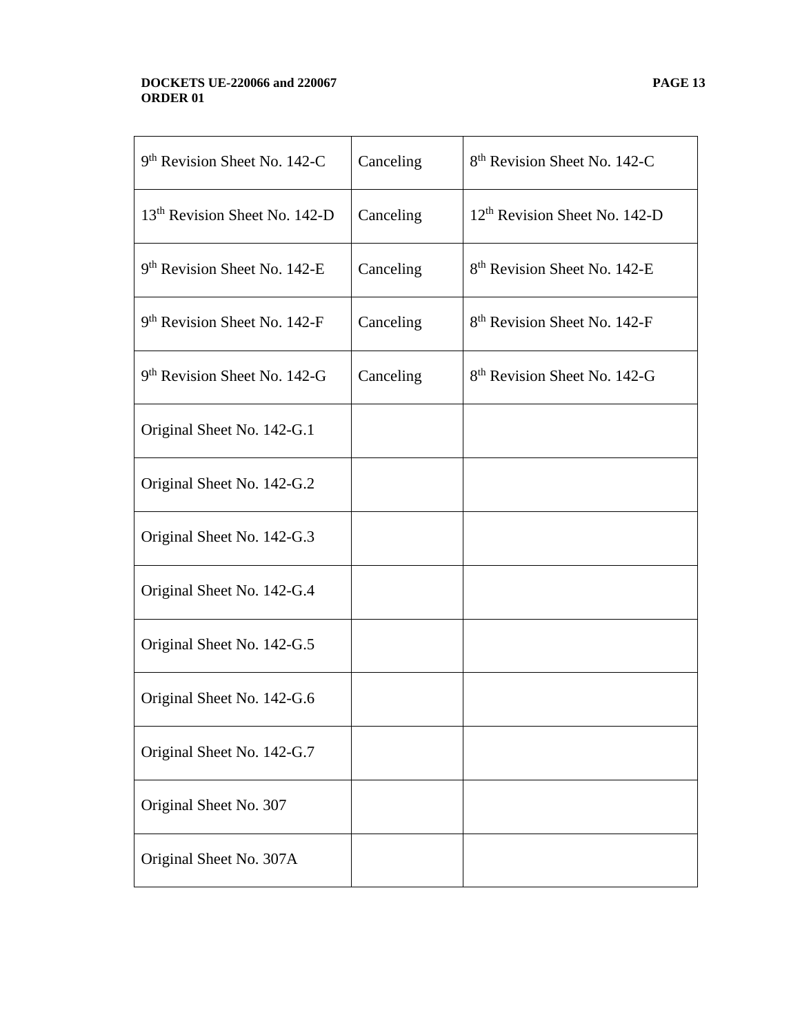| 9th Revision Sheet No. 142-C | Canceling | 8th Revision Sheet No. 142-C |
|---|---|---|
| 13th Revision Sheet No. 142-D | Canceling | 12th Revision Sheet No. 142-D |
| 9th Revision Sheet No. 142-E | Canceling | 8th Revision Sheet No. 142-E |
| 9th Revision Sheet No. 142-F | Canceling | 8th Revision Sheet No. 142-F |
| 9th Revision Sheet No. 142-G | Canceling | 8th Revision Sheet No. 142-G |
| Original Sheet No. 142-G.1 | | |
| Original Sheet No. 142-G.2 | | |
| Original Sheet No. 142-G.3 | | |
| Original Sheet No. 142-G.4 | | |
| Original Sheet No. 142-G.5 | | |
| Original Sheet No. 142-G.6 | | |
| Original Sheet No. 142-G.7 | | |
| Original Sheet No. 307 | | |
| Original Sheet No. 307A | | |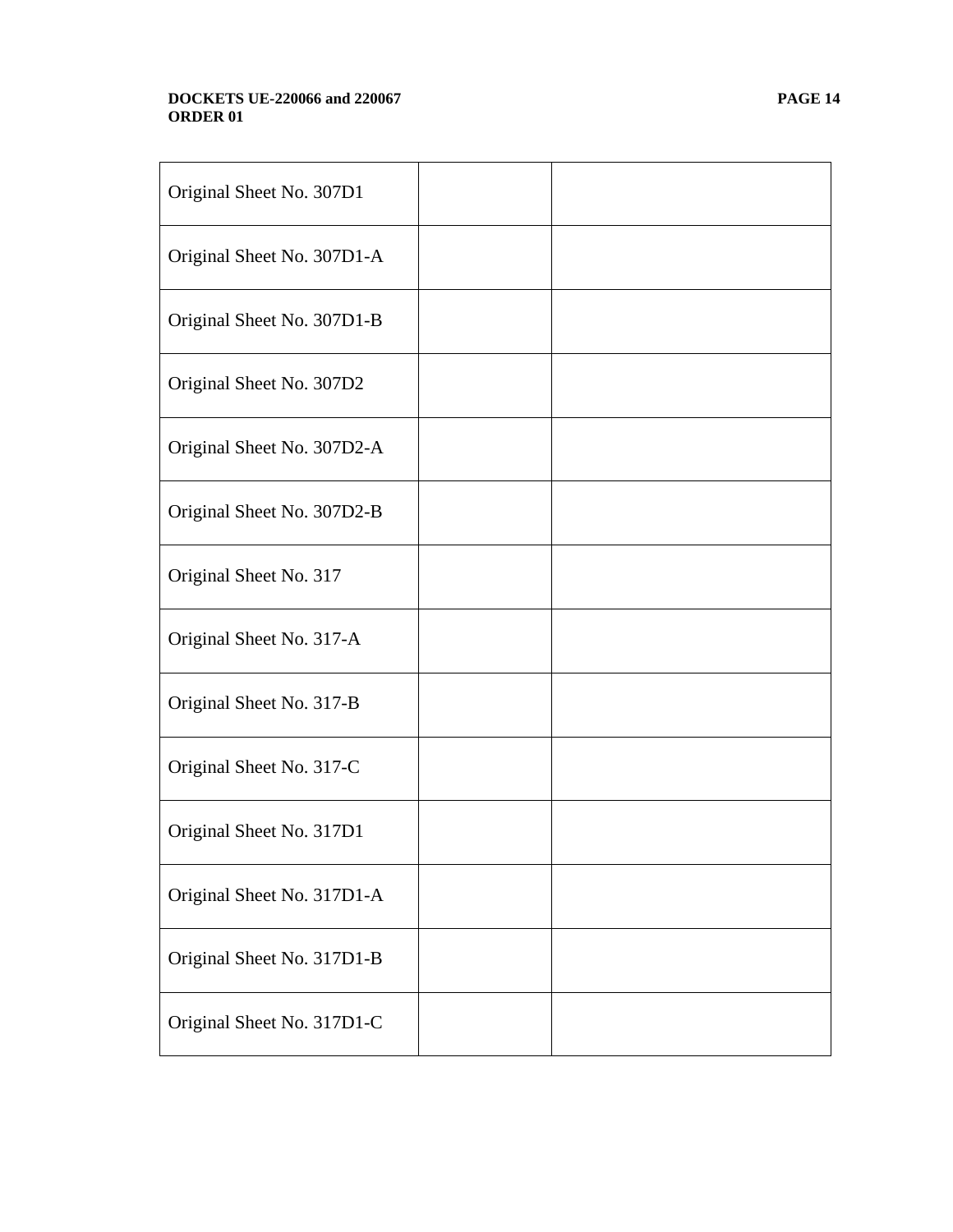| Original Sheet No. 307D1 | | |
|---|---|---|
| Original Sheet No. 307D1-A | | |
| Original Sheet No. 307D1-B | | |
| Original Sheet No. 307D2 | | |
| Original Sheet No. 307D2-A | | |
| Original Sheet No. 307D2-B | | |
| Original Sheet No. 317 | | |
| Original Sheet No. 317-A | | |
| Original Sheet No. 317-B | | |
| Original Sheet No. 317-C | | |
| Original Sheet No. 317D1 | | |
| Original Sheet No. 317D1-A | | |
| Original Sheet No. 317D1-B | | |
| Original Sheet No. 317D1-C | | |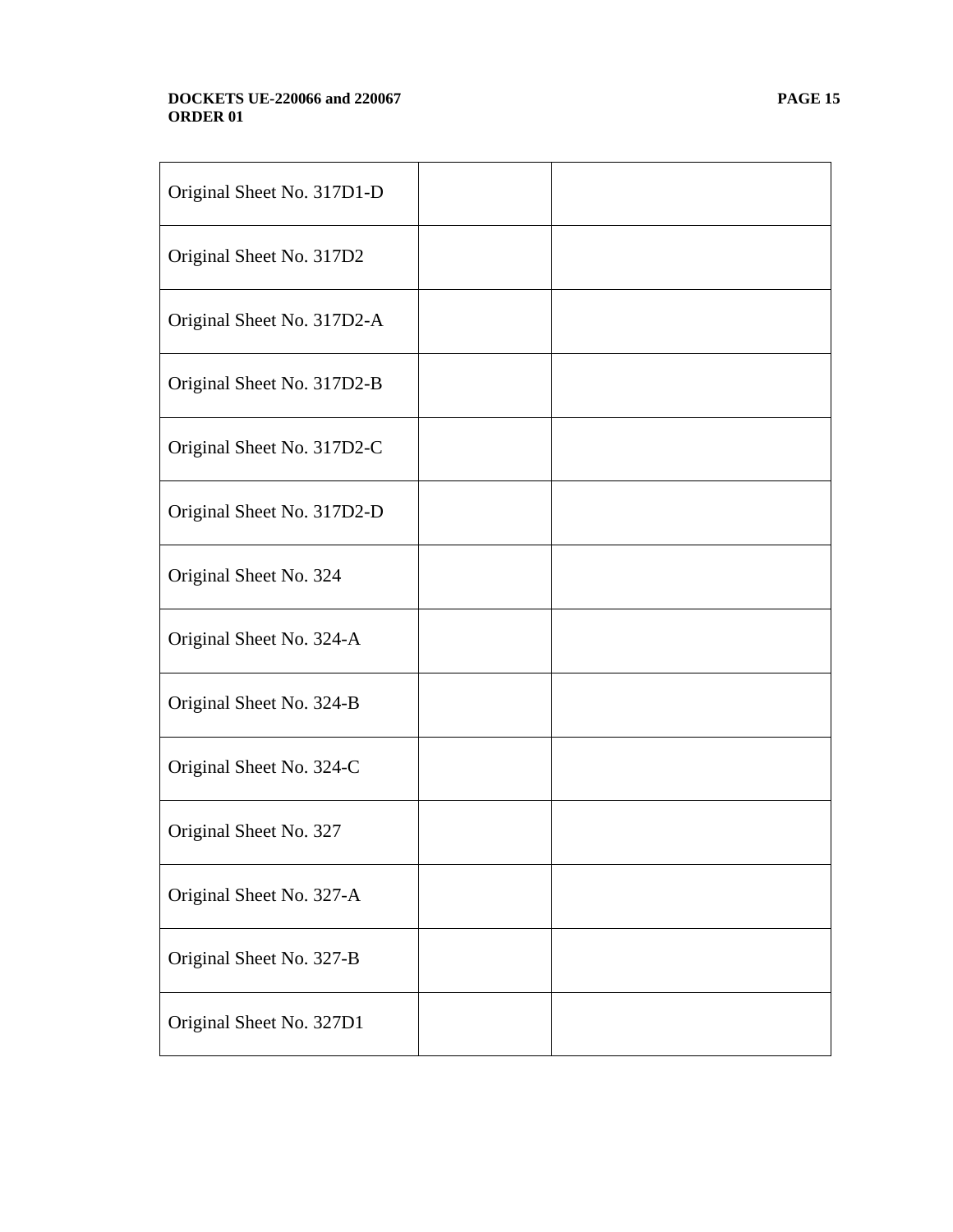| | | |
|---|---|---|
| Original Sheet No. 317D1-D | | |
| Original Sheet No. 317D2 | | |
| Original Sheet No. 317D2-A | | |
| Original Sheet No. 317D2-B | | |
| Original Sheet No. 317D2-C | | |
| Original Sheet No. 317D2-D | | |
| Original Sheet No. 324 | | |
| Original Sheet No. 324-A | | |
| Original Sheet No. 324-B | | |
| Original Sheet No. 324-C | | |
| Original Sheet No. 327 | | |
| Original Sheet No. 327-A | | |
| Original Sheet No. 327-B | | |
| Original Sheet No. 327D1 | | |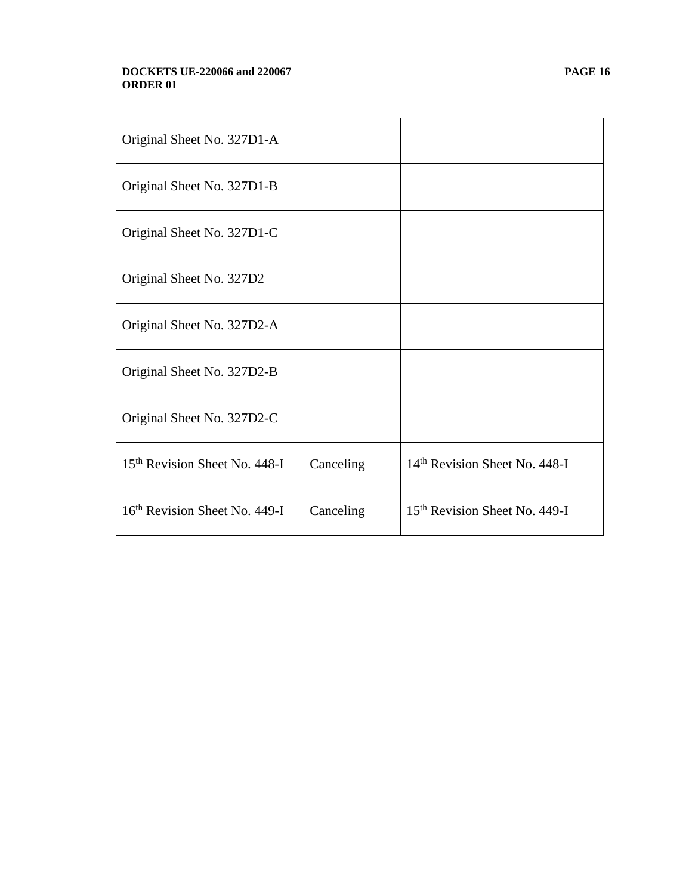| | | |
|---|---|---|
| Original Sheet No. 327D1-A | | |
| Original Sheet No. 327D1-B | | |
| Original Sheet No. 327D1-C | | |
| Original Sheet No. 327D2 | | |
| Original Sheet No. 327D2-A | | |
| Original Sheet No. 327D2-B | | |
| Original Sheet No. 327D2-C | | |
| 15th Revision Sheet No. 448-I | Canceling | 14th Revision Sheet No. 448-I |
| 16th Revision Sheet No. 449-I | Canceling | 15th Revision Sheet No. 449-I |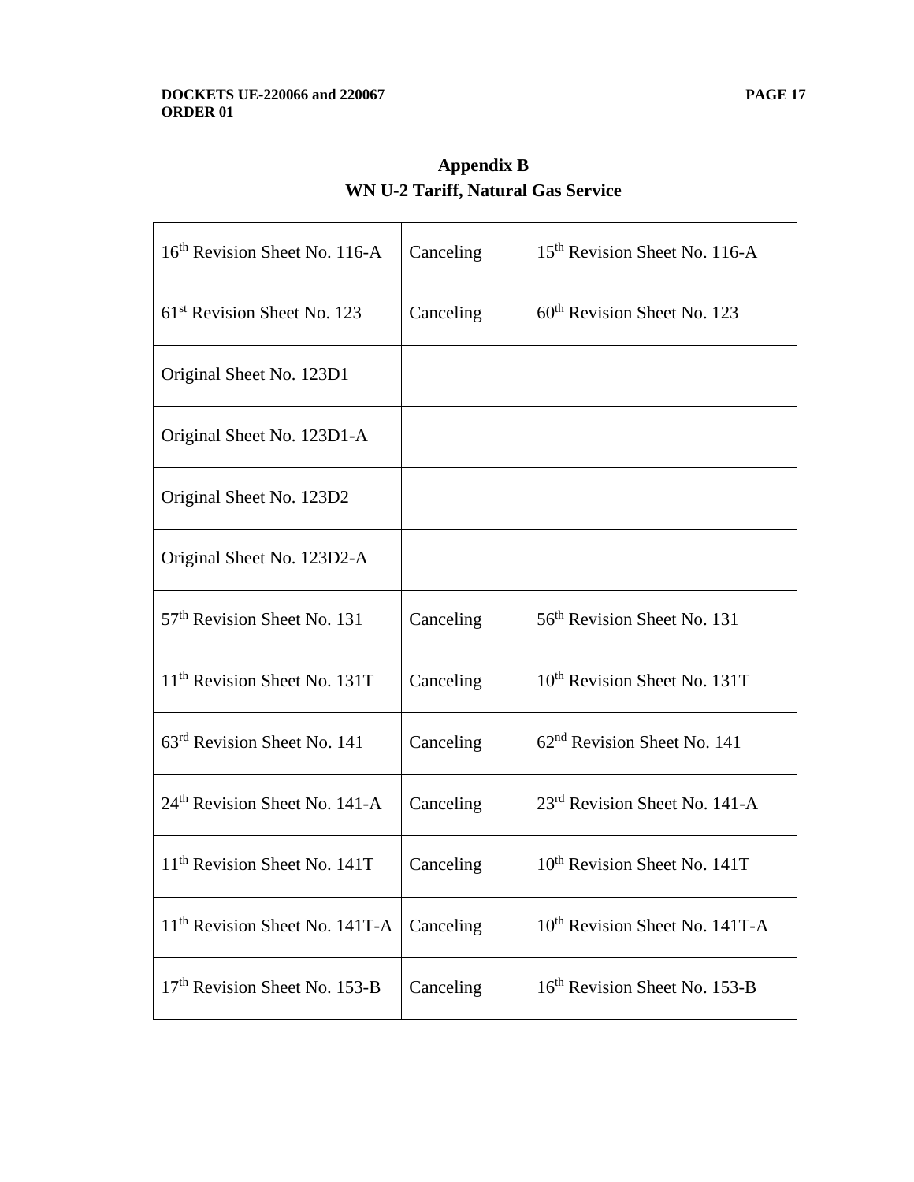## Appendix B

## WN U-2 Tariff, Natural Gas Service

| | | |
|---|---|---|
| 16th Revision Sheet No. 116-A | Canceling | 15th Revision Sheet No. 116-A |
| 61st Revision Sheet No. 123 | Canceling | 60th Revision Sheet No. 123 |
| Original Sheet No. 123D1 | | |
| Original Sheet No. 123D1-A | | |
| Original Sheet No. 123D2 | | |
| Original Sheet No. 123D2-A | | |
| 57th Revision Sheet No. 131 | Canceling | 56th Revision Sheet No. 131 |
| 11th Revision Sheet No. 131T | Canceling | 10th Revision Sheet No. 131T |
| 63rd Revision Sheet No. 141 | Canceling | 62nd Revision Sheet No. 141 |
| 24th Revision Sheet No. 141-A | Canceling | 23rd Revision Sheet No. 141-A |
| 11th Revision Sheet No. 141T | Canceling | 10th Revision Sheet No. 141T |
| 11th Revision Sheet No. 141T-A | Canceling | 10th Revision Sheet No. 141T-A |
| 17th Revision Sheet No. 153-B | Canceling | 16th Revision Sheet No. 153-B |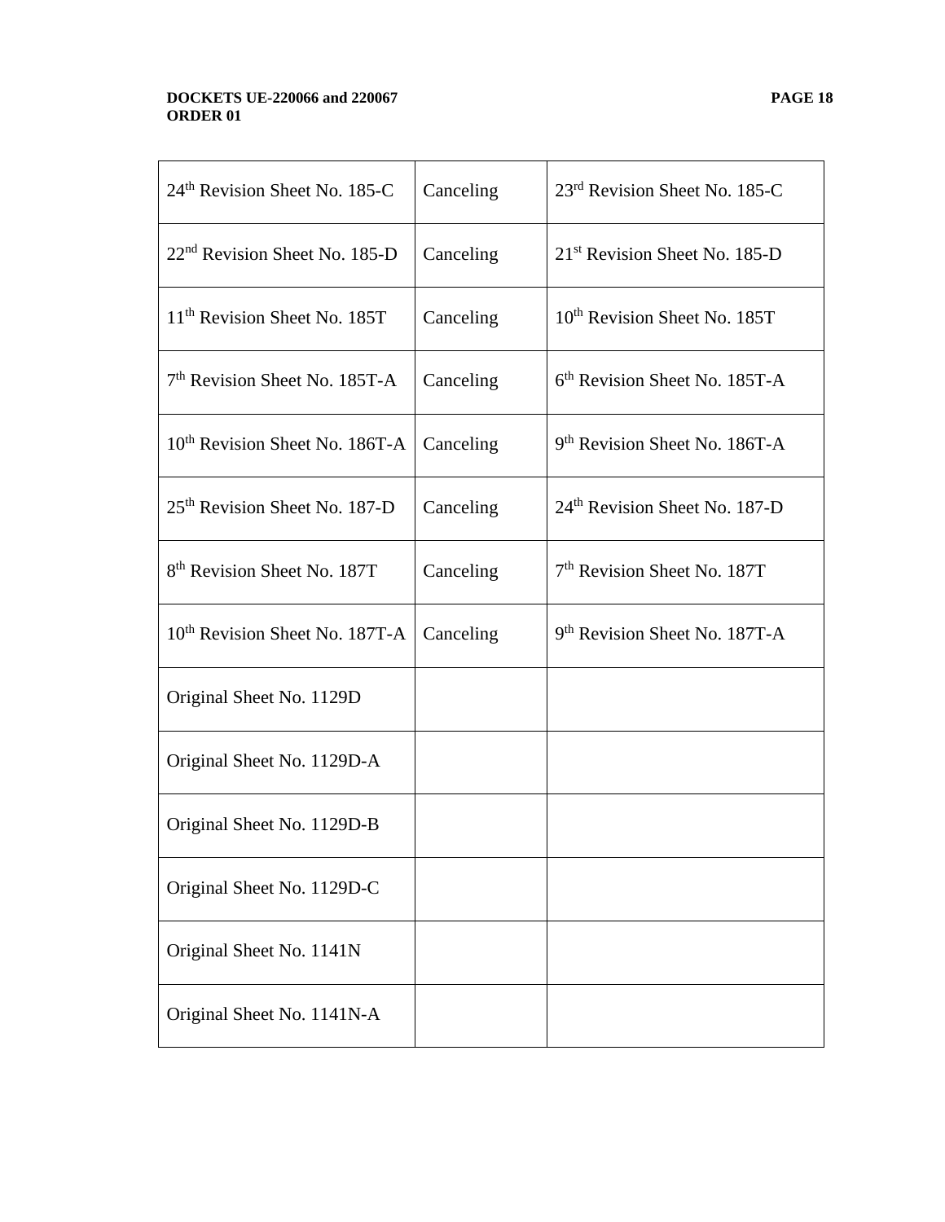| | | |
|---|---|---|
| 24th Revision Sheet No. 185-C | Canceling | 23rd Revision Sheet No. 185-C |
| 22nd Revision Sheet No. 185-D | Canceling | 21st Revision Sheet No. 185-D |
| 11th Revision Sheet No. 185T | Canceling | 10th Revision Sheet No. 185T |
| 7th Revision Sheet No. 185T-A | Canceling | 6th Revision Sheet No. 185T-A |
| 10th Revision Sheet No. 186T-A | Canceling | 9th Revision Sheet No. 186T-A |
| 25th Revision Sheet No. 187-D | Canceling | 24th Revision Sheet No. 187-D |
| 8th Revision Sheet No. 187T | Canceling | 7th Revision Sheet No. 187T |
| 10th Revision Sheet No. 187T-A | Canceling | 9th Revision Sheet No. 187T-A |
| Original Sheet No. 1129D | | |
| Original Sheet No. 1129D-A | | |
| Original Sheet No. 1129D-B | | |
| Original Sheet No. 1129D-C | | |
| Original Sheet No. 1141N | | |
| Original Sheet No. 1141N-A | | |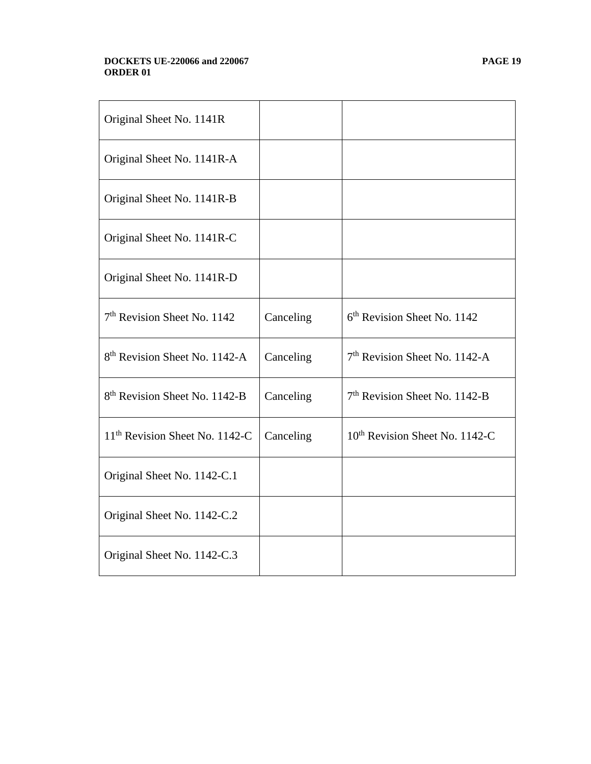| | | |
|---|---|---|
| Original Sheet No. 1141R | | |
| Original Sheet No. 1141R-A | | |
| Original Sheet No. 1141R-B | | |
| Original Sheet No. 1141R-C | | |
| Original Sheet No. 1141R-D | | |
| 7th Revision Sheet No. 1142 | Canceling | 6th Revision Sheet No. 1142 |
| 8th Revision Sheet No. 1142-A | Canceling | 7th Revision Sheet No. 1142-A |
| 8th Revision Sheet No. 1142-B | Canceling | 7th Revision Sheet No. 1142-B |
| 11th Revision Sheet No. 1142-C | Canceling | 10th Revision Sheet No. 1142-C |
| Original Sheet No. 1142-C.1 | | |
| Original Sheet No. 1142-C.2 | | |
| Original Sheet No. 1142-C.3 | | |